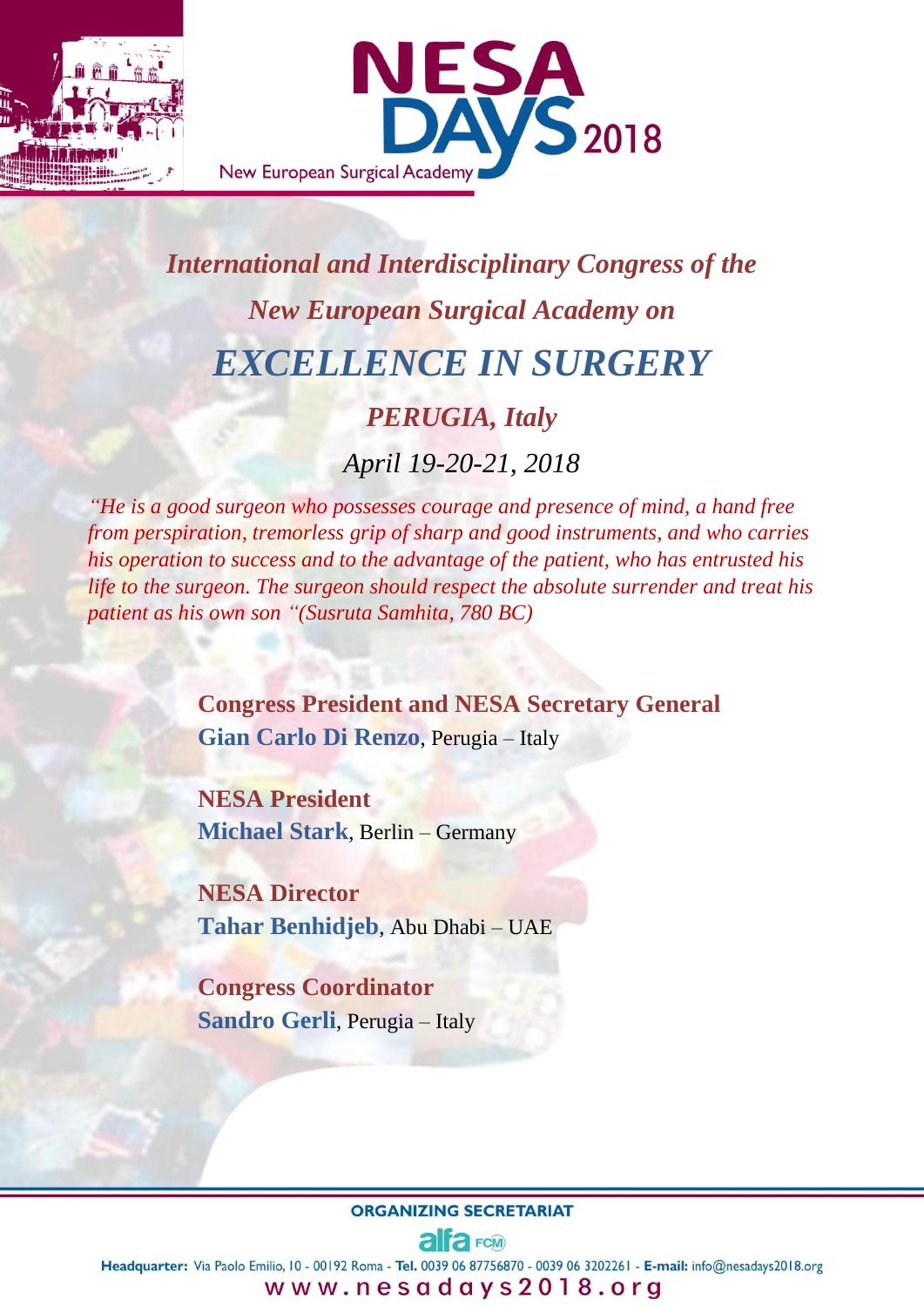# NESA DAYS 2018

New European Surgical Academy

*International and Interdisciplinary Congress of the*

*New European Surgical Academy on*

## *EXCELLENCE IN SURGERY*

*PERUGIA, Italy*

*April 19-20-21, 2018*

*"He is a good surgeon who possesses courage and presence of mind, a hand free from perspiration, tremorless grip of sharp and good instruments, and who carries his operation to success and to the advantage of the patient, who has entrusted his life to the surgeon. The surgeon should respect the absolute surrender and treat his patient as his own son "(Susruta Samhita, 780 BC)*

**Congress President and NESA Secretary General**
**Gian Carlo Di Renzo**, Perugia – Italy

**NESA President**
**Michael Stark**, Berlin – Germany

**NESA Director**
**Tahar Benhidjeb**, Abu Dhabi – UAE

**Congress Coordinator**
**Sandro Gerli**, Perugia – Italy

**ORGANIZING SECRETARIAT**

alfa FCM

**Headquarter:** Via Paolo Emilio, 10 - 00192 Roma - **Tel.** 0039 06 87756870 - 0039 06 3202261 - **E-mail:** info@nesadays2018.org

www.nesadays2018.org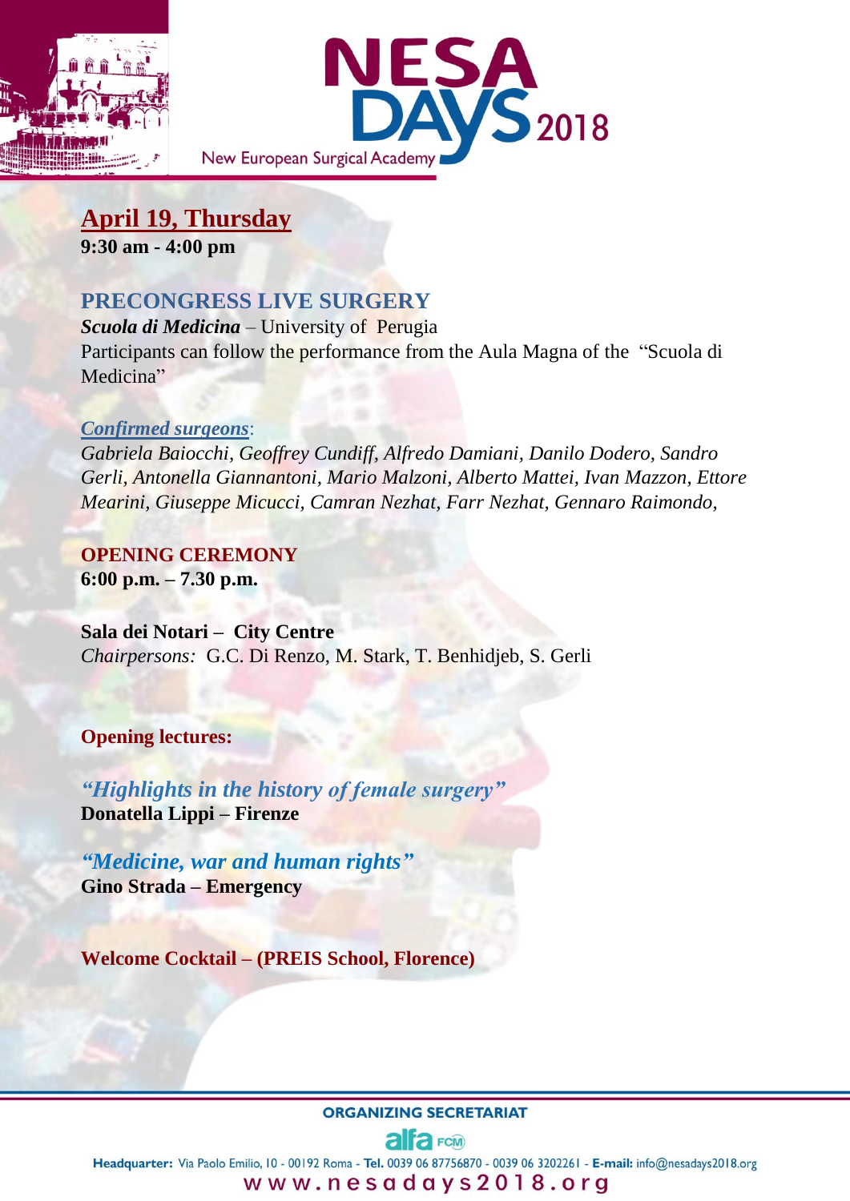## April 19, Thursday

**9:30 am - 4:00 pm**

### PRECONGRESS LIVE SURGERY

***Scuola di Medicina*** – University of Perugia

Participants can follow the performance from the Aula Magna of the "Scuola di Medicina"

*Confirmed surgeons*:

*Gabriela Baiocchi, Geoffrey Cundiff, Alfredo Damiani, Danilo Dodero, Sandro Gerli, Antonella Giannantoni, Mario Malzoni, Alberto Mattei, Ivan Mazzon, Ettore Mearini, Giuseppe Micucci, Camran Nezhat, Farr Nezhat, Gennaro Raimondo,*

### OPENING CEREMONY

**6:00 p.m. – 7.30 p.m.**

**Sala dei Notari – City Centre**

*Chairpersons:* G.C. Di Renzo, M. Stark, T. Benhidjeb, S. Gerli

**Opening lectures:**

***"Highlights in the history of female surgery"***

**Donatella Lippi – Firenze**

***"Medicine, war and human rights"***

**Gino Strada – Emergency**

**Welcome Cocktail – (PREIS School, Florence)**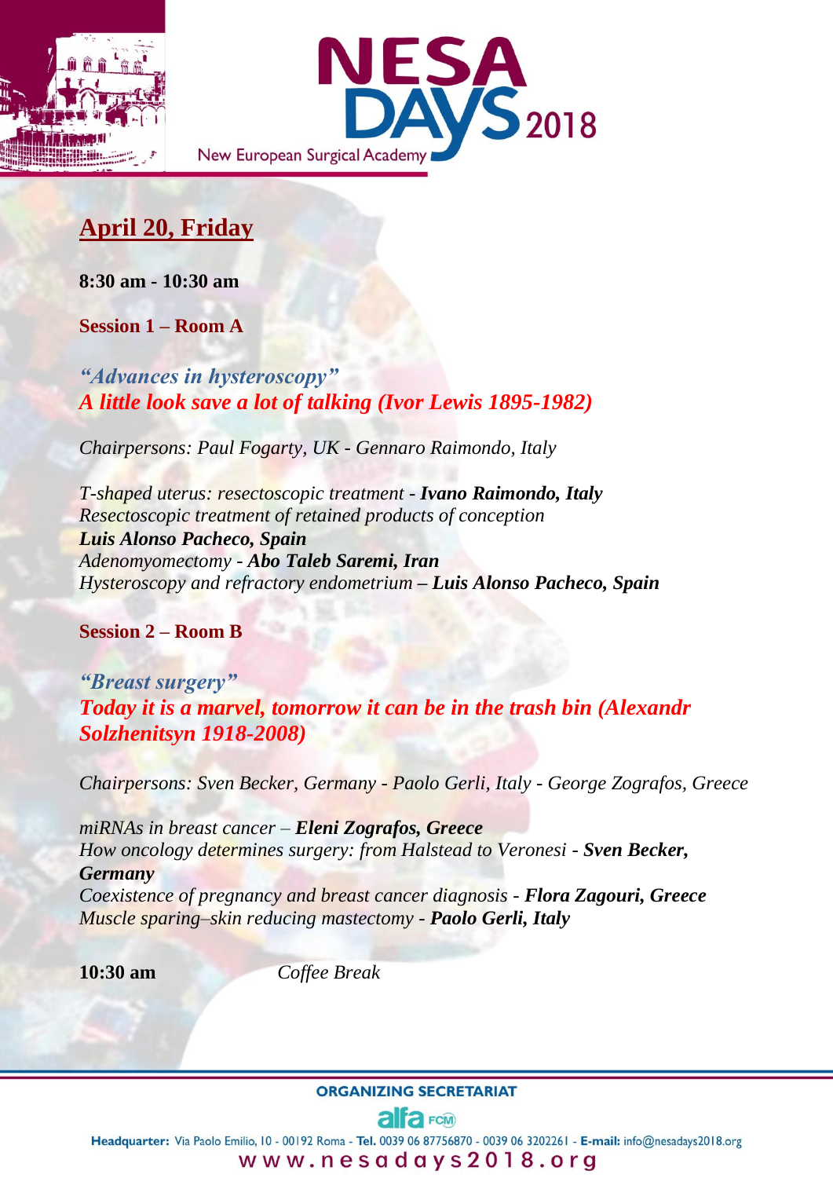## April 20, Friday

**8:30 am - 10:30 am**

**Session 1 – Room A**

***"Advances in hysteroscopy"***
***A little look save a lot of talking (Ivor Lewis 1895-1982)***

*Chairpersons: Paul Fogarty, UK - Gennaro Raimondo, Italy*

*T-shaped uterus: resectoscopic treatment* - ***Ivano Raimondo, Italy***
*Resectoscopic treatment of retained products of conception*
***Luis Alonso Pacheco, Spain***
*Adenomyomectomy* - ***Abo Taleb Saremi, Iran***
*Hysteroscopy and refractory endometrium* **–** ***Luis Alonso Pacheco, Spain***

**Session 2 – Room B**

***"Breast surgery"***
***Today it is a marvel, tomorrow it can be in the trash bin (Alexandr Solzhenitsyn 1918-2008)***

*Chairpersons: Sven Becker, Germany - Paolo Gerli, Italy - George Zografos, Greece*

*miRNAs in breast cancer* – ***Eleni Zografos, Greece***
*How oncology determines surgery: from Halstead to Veronesi* - ***Sven Becker, Germany***
*Coexistence of pregnancy and breast cancer diagnosis* - ***Flora Zagouri, Greece***
*Muscle sparing–skin reducing mastectomy* - ***Paolo Gerli, Italy***

**10:30 am** *Coffee Break*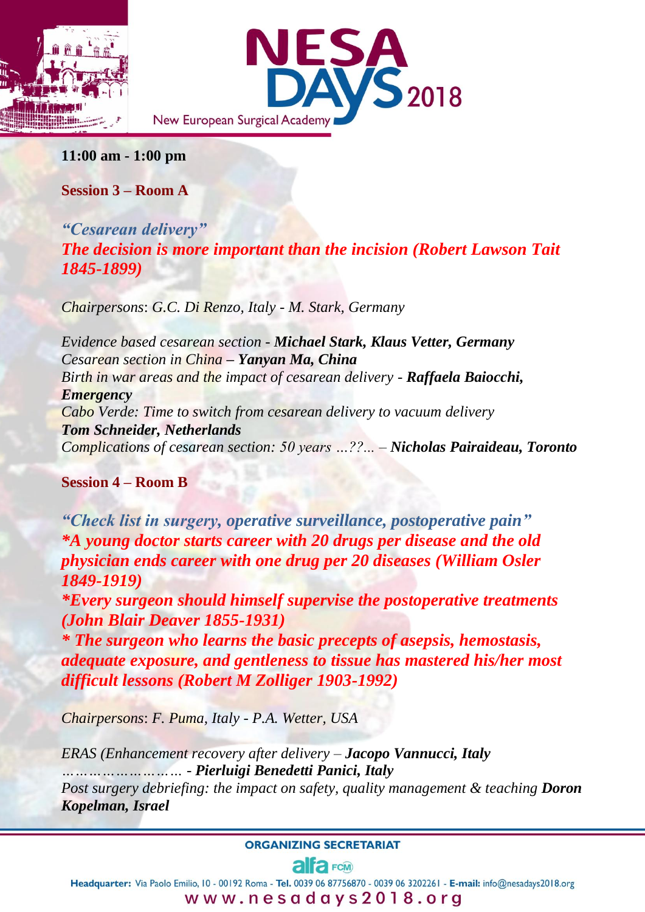**11:00 am - 1:00 pm**

**Session 3 – Room A**

***"Cesarean delivery"***
***The decision is more important than the incision (Robert Lawson Tait 1845-1899)***

*Chairpersons*: *G.C. Di Renzo, Italy - M. Stark, Germany*

*Evidence based cesarean section* - ***Michael Stark, Klaus Vetter, Germany***
*Cesarean section in China* – ***Yanyan Ma, China***
*Birth in war areas and the impact of cesarean delivery* - ***Raffaela Baiocchi, Emergency***
*Cabo Verde: Time to switch from cesarean delivery to vacuum delivery*
***Tom Schneider, Netherlands***
*Complications of cesarean section: 50 years …??...* – ***Nicholas Pairaideau, Toronto***

**Session 4 – Room B**

***"Check list in surgery, operative surveillance, postoperative pain"***
***\*A young doctor starts career with 20 drugs per disease and the old physician ends career with one drug per 20 diseases (William Osler 1849-1919)***
***\*Every surgeon should himself supervise the postoperative treatments (John Blair Deaver 1855-1931)***
***\* The surgeon who learns the basic precepts of asepsis, hemostasis, adequate exposure, and gentleness to tissue has mastered his/her most difficult lessons (Robert M Zolliger 1903-1992)***

*Chairpersons*: *F. Puma, Italy - P.A. Wetter, USA*

*ERAS (Enhancement recovery after delivery* – ***Jacopo Vannucci, Italy***
*………………………* - ***Pierluigi Benedetti Panici, Italy***
*Post surgery debriefing: the impact on safety, quality management & teaching* ***Doron Kopelman, Israel***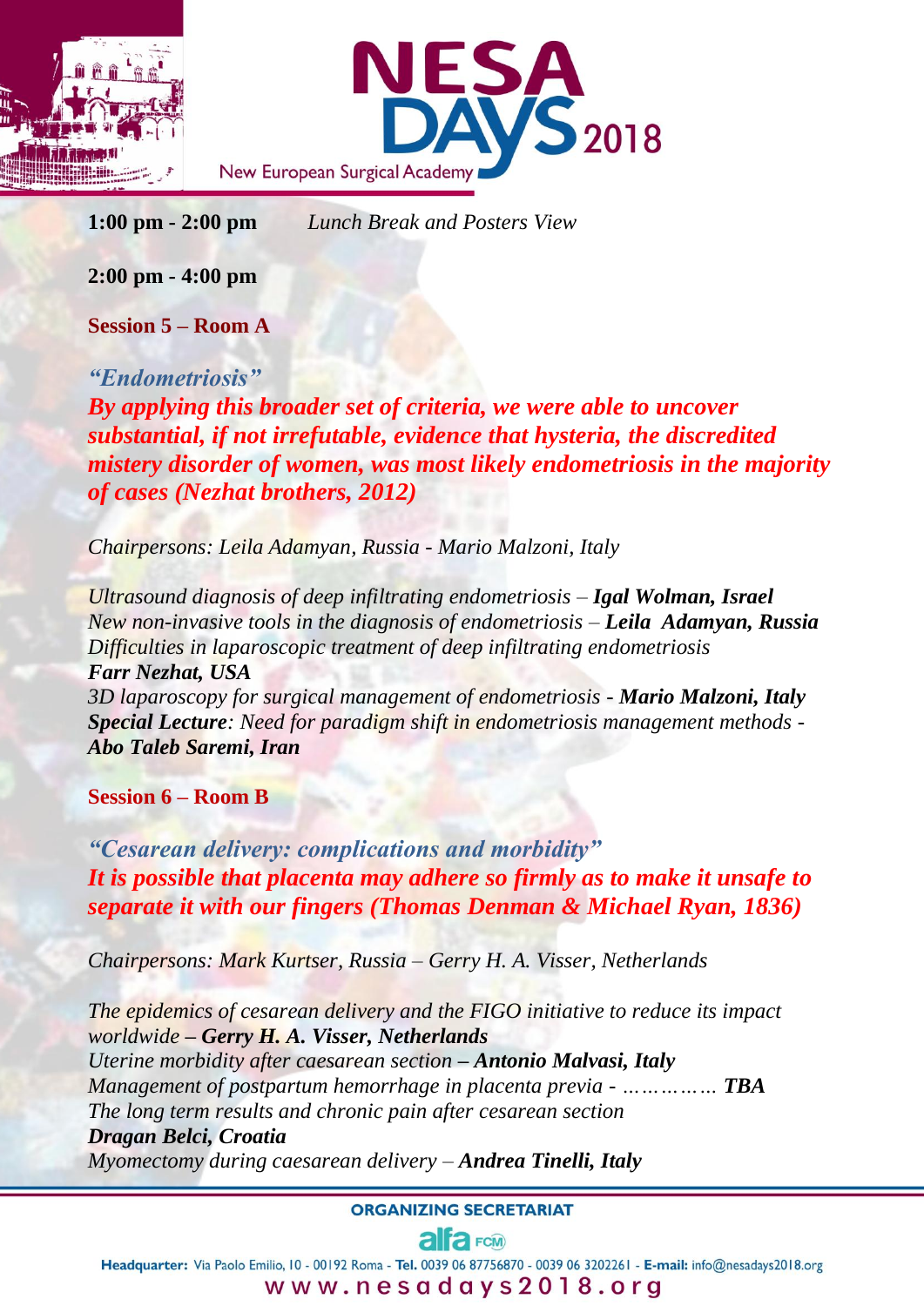**1:00 pm - 2:00 pm** *Lunch Break and Posters View*

**2:00 pm - 4:00 pm**

**Session 5 – Room A**

***"Endometriosis"***

***By applying this broader set of criteria, we were able to uncover substantial, if not irrefutable, evidence that hysteria, the discredited mistery disorder of women, was most likely endometriosis in the majority of cases (Nezhat brothers, 2012)***

*Chairpersons: Leila Adamyan, Russia - Mario Malzoni, Italy*

*Ultrasound diagnosis of deep infiltrating endometriosis* – ***Igal Wolman, Israel***
*New non-invasive tools in the diagnosis of endometriosis* – ***Leila Adamyan, Russia***
*Difficulties in laparoscopic treatment of deep infiltrating endometriosis*
***Farr Nezhat, USA***
*3D laparoscopy for surgical management of endometriosis* - ***Mario Malzoni, Italy***
***Special Lecture****: Need for paradigm shift in endometriosis management methods* -
***Abo Taleb Saremi, Iran***

**Session 6 – Room B**

***"Cesarean delivery: complications and morbidity"***

***It is possible that placenta may adhere so firmly as to make it unsafe to separate it with our fingers (Thomas Denman & Michael Ryan, 1836)***

*Chairpersons: Mark Kurtser, Russia – Gerry H. A. Visser, Netherlands*

*The epidemics of cesarean delivery and the FIGO initiative to reduce its impact worldwide* – ***Gerry H. A. Visser, Netherlands***
*Uterine morbidity after caesarean section* – ***Antonio Malvasi, Italy***
*Management of postpartum hemorrhage in placenta previa - ……………* ***TBA***
*The long term results and chronic pain after cesarean section*
***Dragan Belci, Croatia***
*Myomectomy during caesarean delivery* – ***Andrea Tinelli, Italy***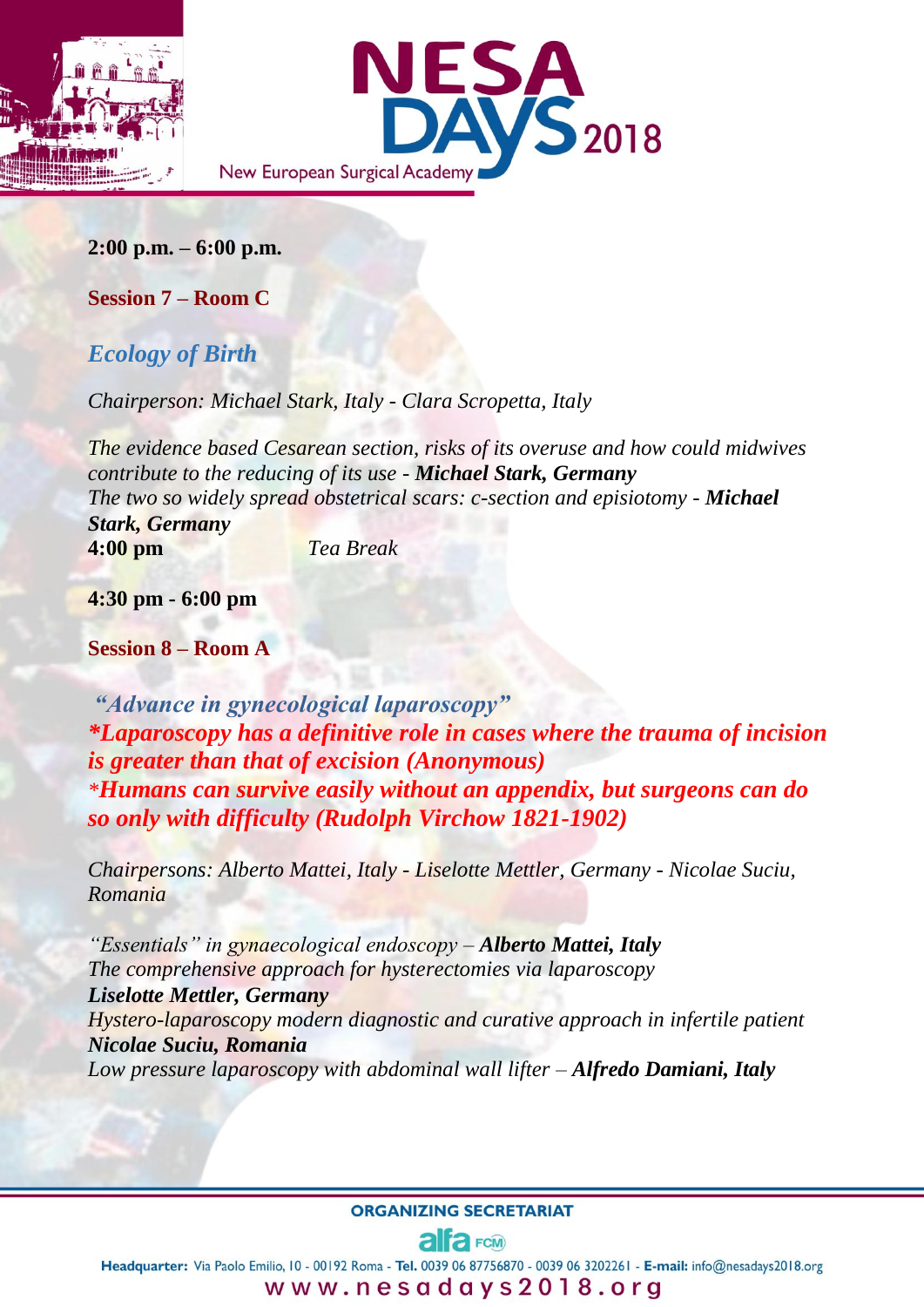**2:00 p.m. – 6:00 p.m.**

**Session 7 – Room C**

### *Ecology of Birth*

*Chairperson: Michael Stark, Italy - Clara Scropetta, Italy*

*The evidence based Cesarean section, risks of its overuse and how could midwives contribute to the reducing of its use -* ***Michael Stark, Germany***
*The two so widely spread obstetrical scars: c-section and episiotomy -* ***Michael Stark, Germany***
**4:00 pm** *Tea Break*

**4:30 pm - 6:00 pm**

**Session 8 – Room A**

### *"Advance in gynecological laparoscopy"*

***\*Laparoscopy has a definitive role in cases where the trauma of incision is greater than that of excision (Anonymous)***
***\*Humans can survive easily without an appendix, but surgeons can do so only with difficulty (Rudolph Virchow 1821-1902)***

*Chairpersons: Alberto Mattei, Italy - Liselotte Mettler, Germany - Nicolae Suciu, Romania*

*"Essentials" in gynaecological endoscopy –* ***Alberto Mattei, Italy***
*The comprehensive approach for hysterectomies via laparoscopy*
***Liselotte Mettler, Germany***
*Hystero-laparoscopy modern diagnostic and curative approach in infertile patient*
***Nicolae Suciu, Romania***
*Low pressure laparoscopy with abdominal wall lifter –* ***Alfredo Damiani, Italy***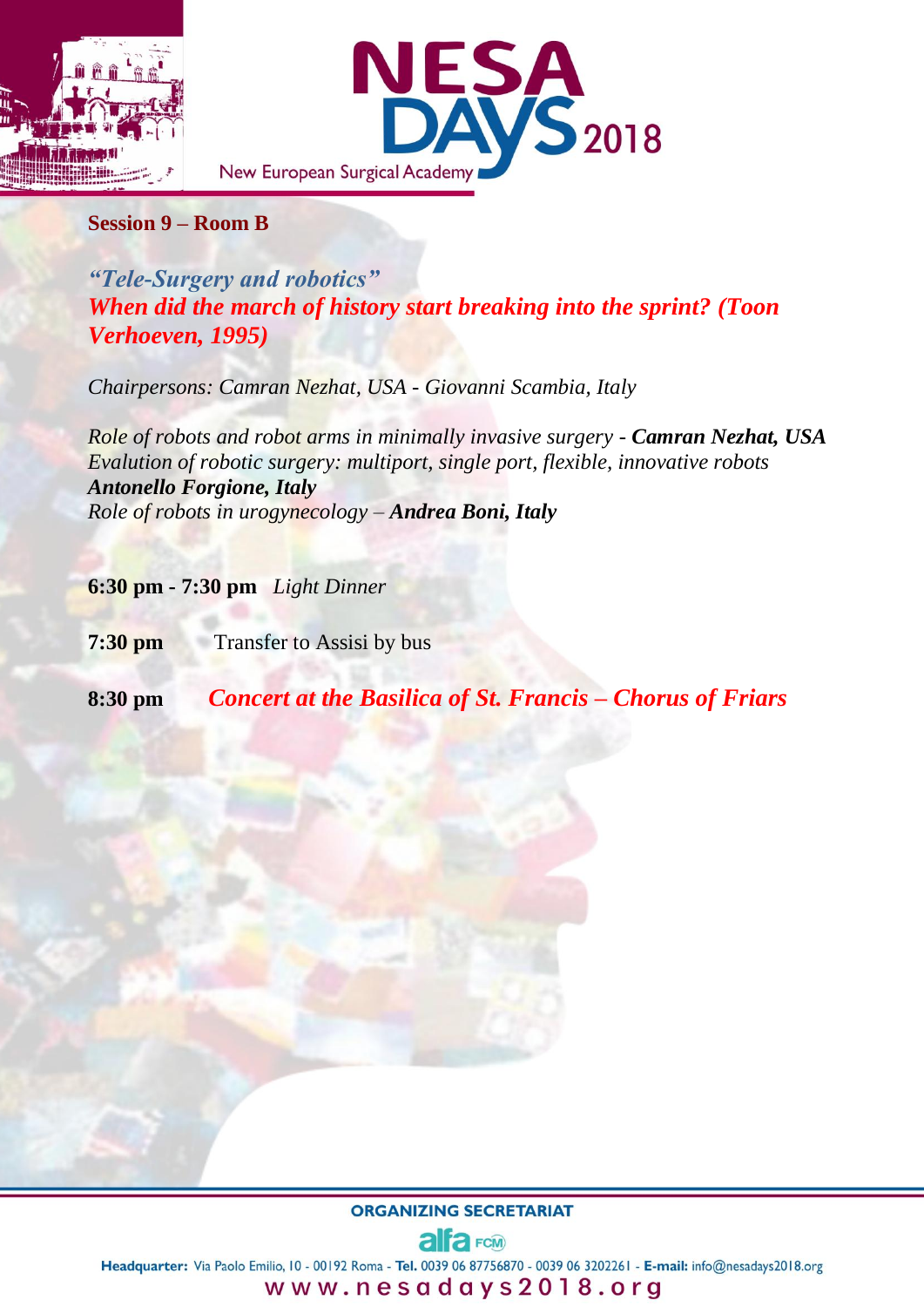**Session 9 – Room B**

***"Tele-Surgery and robotics"***
***When did the march of history start breaking into the sprint? (Toon Verhoeven, 1995)***

*Chairpersons: Camran Nezhat, USA - Giovanni Scambia, Italy*

*Role of robots and robot arms in minimally invasive surgery* - ***Camran Nezhat, USA***
*Evalution of robotic surgery: multiport, single port, flexible, innovative robots*
***Antonello Forgione, Italy***
*Role of robots in urogynecology* – ***Andrea Boni, Italy***

**6:30 pm - 7:30 pm** *Light Dinner*

**7:30 pm** Transfer to Assisi by bus

**8:30 pm** ***Concert at the Basilica of St. Francis – Chorus of Friars***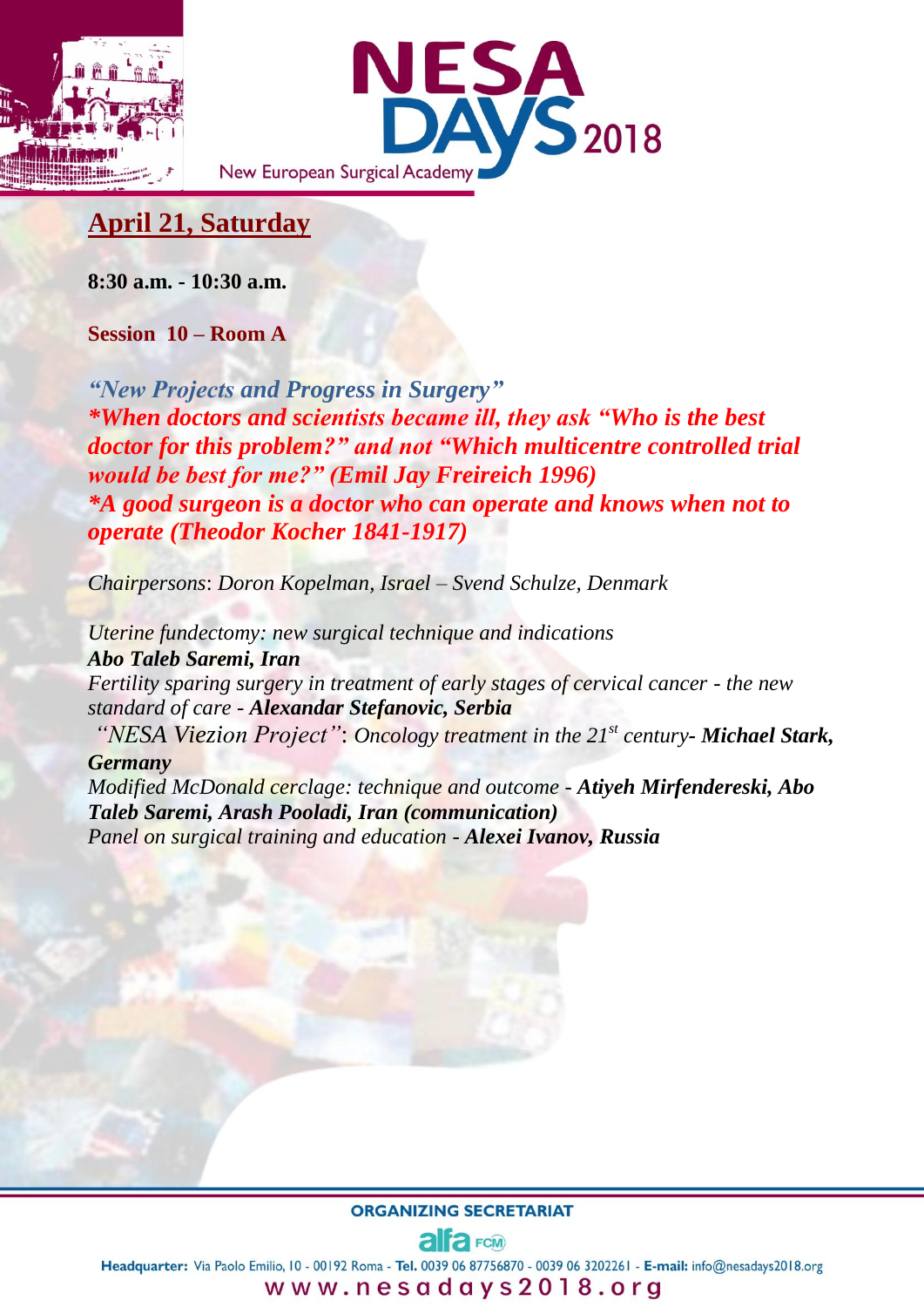## April 21, Saturday

**8:30 a.m. - 10:30 a.m.**

**Session 10 – Room A**

***"New Projects and Progress in Surgery"***
***\*When doctors and scientists became ill, they ask "Who is the best doctor for this problem?" and not "Which multicentre controlled trial would be best for me?" (Emil Jay Freireich 1996)***
***\*A good surgeon is a doctor who can operate and knows when not to operate (Theodor Kocher 1841-1917)***

*Chairpersons: Doron Kopelman, Israel – Svend Schulze, Denmark*

*Uterine fundectomy: new surgical technique and indications*
***Abo Taleb Saremi, Iran***
*Fertility sparing surgery in treatment of early stages of cervical cancer - the new standard of care -* ***Alexandar Stefanovic, Serbia***
*"NESA Viezion Project": Oncology treatment in the 21st century-* ***Michael Stark, Germany***
*Modified McDonald cerclage: technique and outcome -* ***Atiyeh Mirfendereski, Abo Taleb Saremi, Arash Pooladi, Iran (communication)***
*Panel on surgical training and education -* ***Alexei Ivanov, Russia***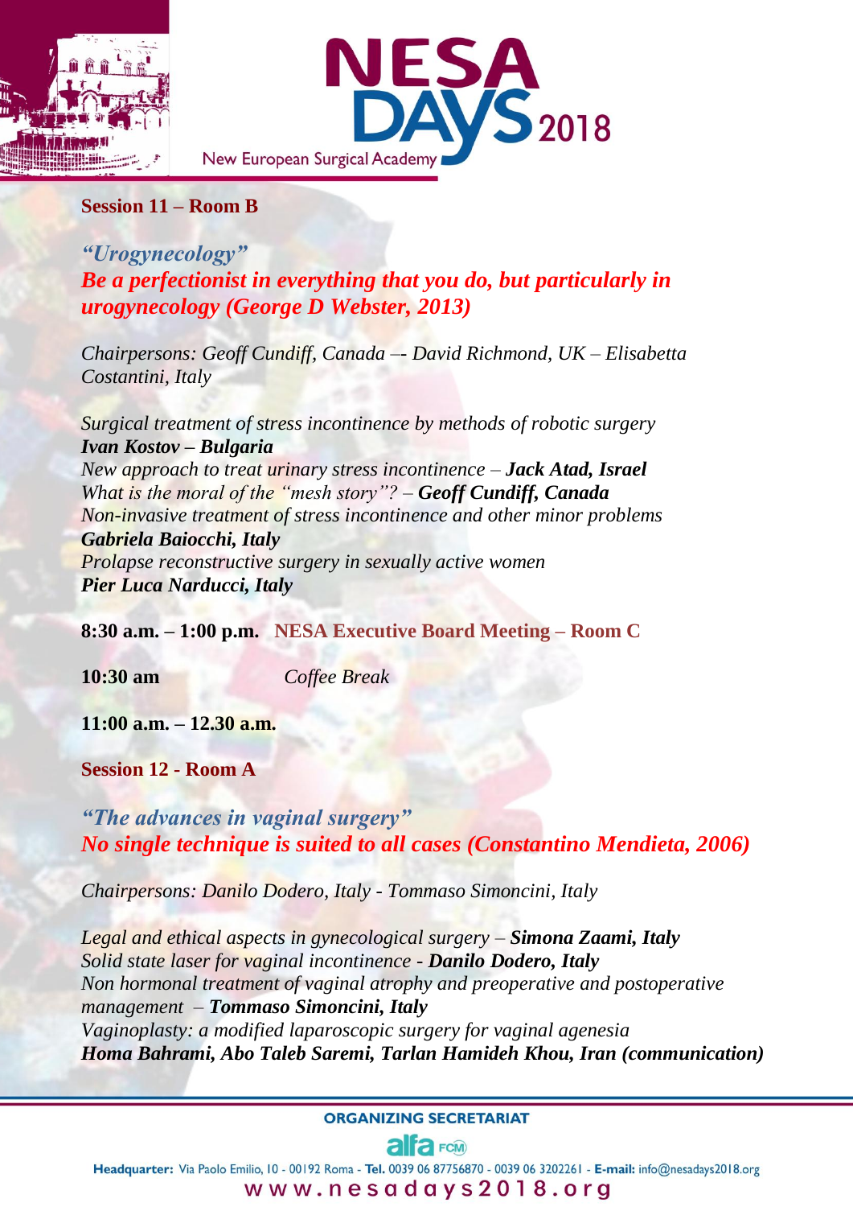**Session 11 – Room B**

***"Urogynecology"***
***Be a perfectionist in everything that you do, but particularly in urogynecology (George D Webster, 2013)***

*Chairpersons: Geoff Cundiff, Canada –- David Richmond, UK – Elisabetta Costantini, Italy*

*Surgical treatment of stress incontinence by methods of robotic surgery*
***Ivan Kostov – Bulgaria***
*New approach to treat urinary stress incontinence –* ***Jack Atad, Israel***
*What is the moral of the "mesh story"? –* ***Geoff Cundiff, Canada***
*Non-invasive treatment of stress incontinence and other minor problems*
***Gabriela Baiocchi, Italy***
*Prolapse reconstructive surgery in sexually active women*
***Pier Luca Narducci, Italy***

**8:30 a.m. – 1:00 p.m.** **NESA Executive Board Meeting – Room C**

**10:30 am** *Coffee Break*

**11:00 a.m. – 12.30 a.m.**

**Session 12 - Room A**

***"The advances in vaginal surgery"***
***No single technique is suited to all cases (Constantino Mendieta, 2006)***

*Chairpersons: Danilo Dodero, Italy - Tommaso Simoncini, Italy*

*Legal and ethical aspects in gynecological surgery –* ***Simona Zaami, Italy***
*Solid state laser for vaginal incontinence -* ***Danilo Dodero, Italy***
*Non hormonal treatment of vaginal atrophy and preoperative and postoperative management –* ***Tommaso Simoncini, Italy***
*Vaginoplasty: a modified laparoscopic surgery for vaginal agenesia*
***Homa Bahrami, Abo Taleb Saremi, Tarlan Hamideh Khou, Iran (communication)***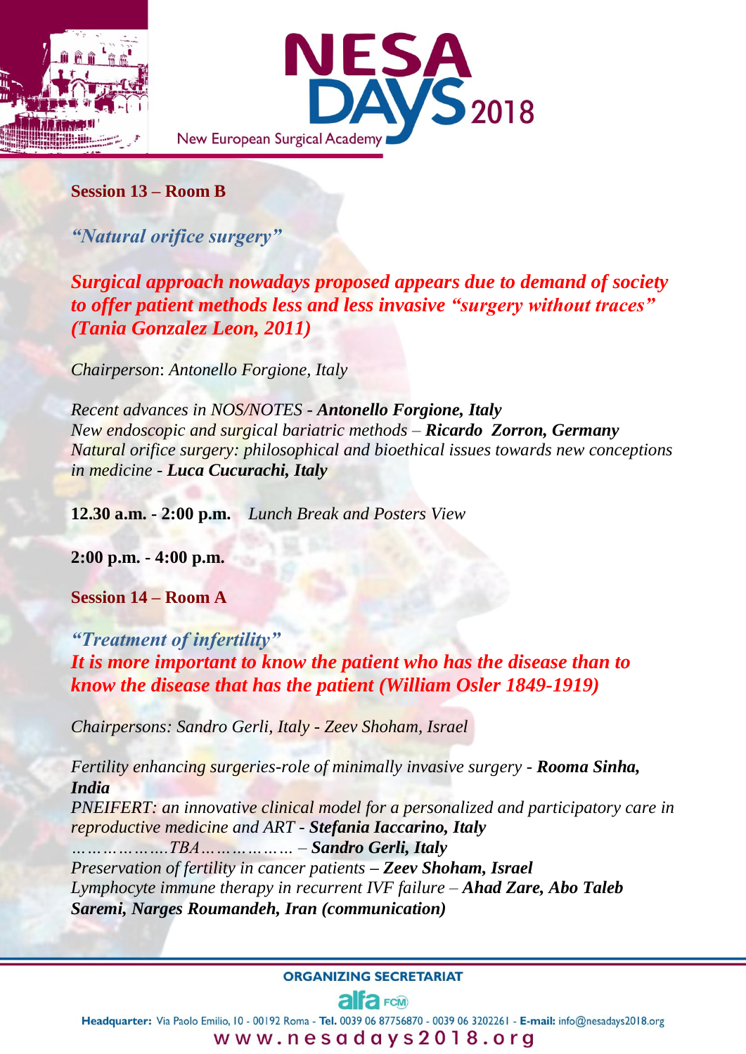**Session 13 – Room B**

*"Natural orifice surgery"*

***Surgical approach nowadays proposed appears due to demand of society to offer patient methods less and less invasive "surgery without traces" (Tania Gonzalez Leon, 2011)***

*Chairperson: Antonello Forgione, Italy*

*Recent advances in NOS/NOTES -* ***Antonello Forgione, Italy***
*New endoscopic and surgical bariatric methods –* ***Ricardo Zorron, Germany***
*Natural orifice surgery: philosophical and bioethical issues towards new conceptions in medicine -* ***Luca Cucurachi, Italy***

**12.30 a.m. - 2:00 p.m.** *Lunch Break and Posters View*

**2:00 p.m. - 4:00 p.m.**

**Session 14 – Room A**

*"Treatment of infertility"*
***It is more important to know the patient who has the disease than to know the disease that has the patient (William Osler 1849-1919)***

*Chairpersons: Sandro Gerli, Italy - Zeev Shoham, Israel*

*Fertility enhancing surgeries-role of minimally invasive surgery -* ***Rooma Sinha, India***
*PNEIFERT: an innovative clinical model for a personalized and participatory care in reproductive medicine and ART -* ***Stefania Iaccarino, Italy***
*………………TBA……………… –* ***Sandro Gerli, Italy***
*Preservation of fertility in cancer patients –* ***Zeev Shoham, Israel***
*Lymphocyte immune therapy in recurrent IVF failure –* ***Ahad Zare, Abo Taleb Saremi, Narges Roumandeh, Iran (communication)***

ORGANIZING SECRETARIAT

**Headquarter:** Via Paolo Emilio, 10 - 00192 Roma - **Tel.** 0039 06 87756870 - 0039 06 3202261 - **E-mail:** info@nesadays2018.org
www.nesadays2018.org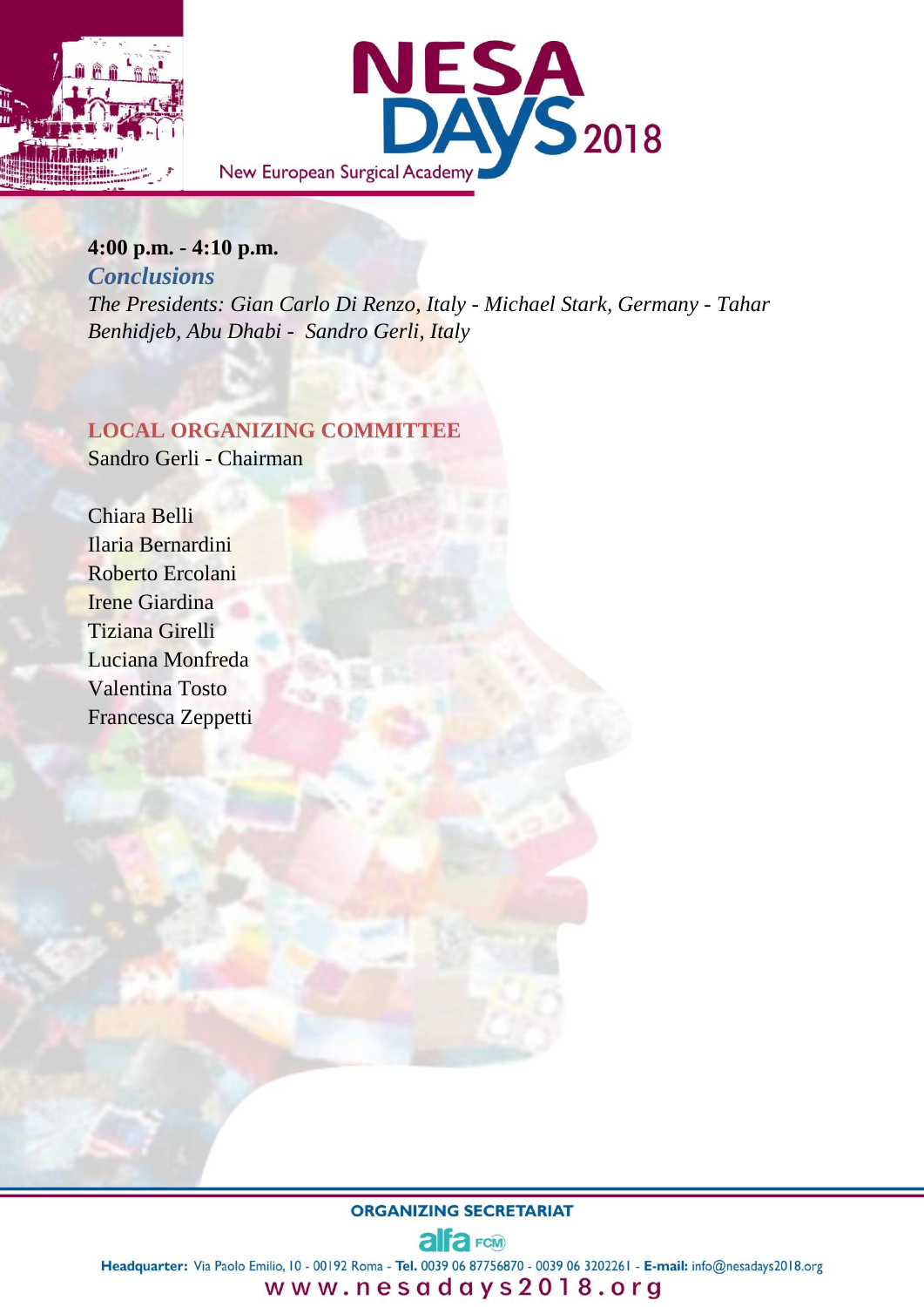**4:00 p.m. - 4:10 p.m.**

***Conclusions***

*The Presidents: Gian Carlo Di Renzo, Italy - Michael Stark, Germany - Tahar Benhidjeb, Abu Dhabi - Sandro Gerli, Italy*

## LOCAL ORGANIZING COMMITTEE

Sandro Gerli - Chairman

Chiara Belli
Ilaria Bernardini
Roberto Ercolani
Irene Giardina
Tiziana Girelli
Luciana Monfreda
Valentina Tosto
Francesca Zeppetti